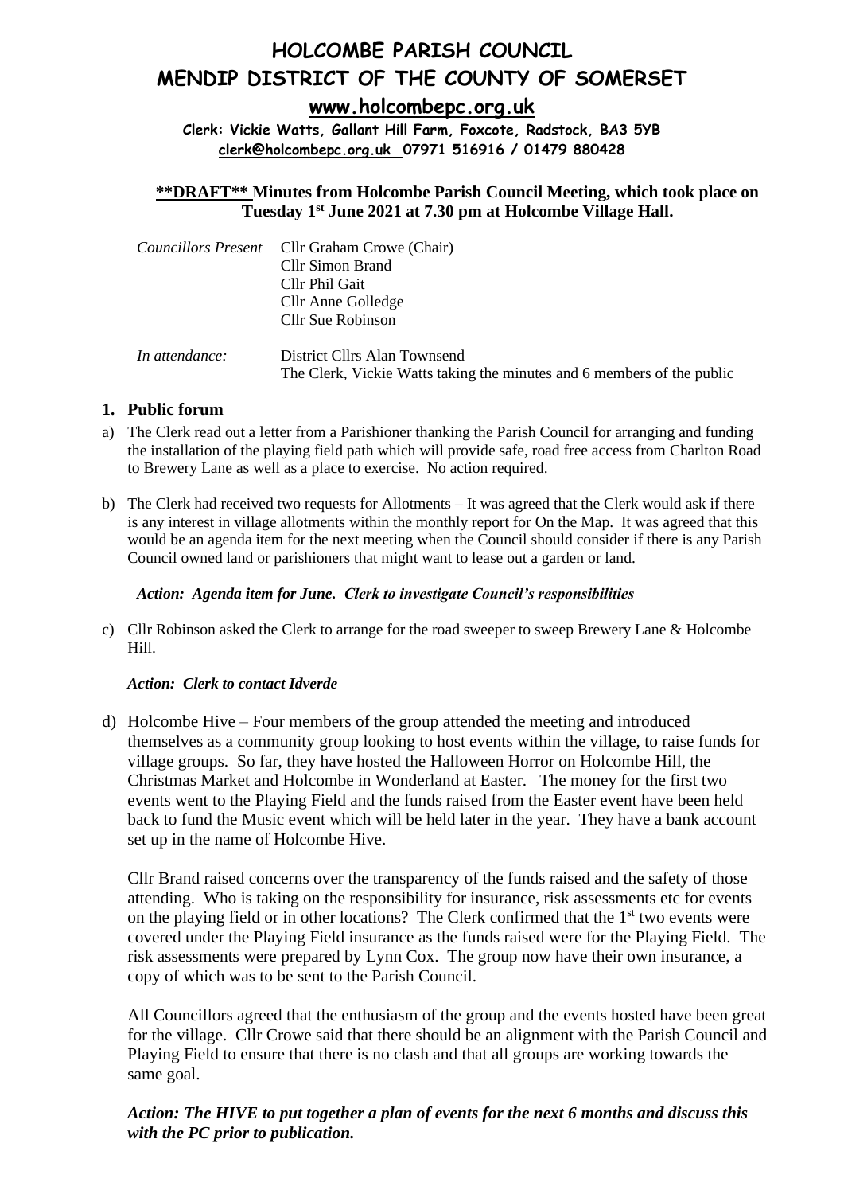# HOLCOMBE PARISH COUNCIL
# MENDIP DISTRICT OF THE COUNTY OF SOMERSET

## www.holcombepc.org.uk

**Clerk: Vickie Watts, Gallant Hill Farm, Foxcote, Radstock, BA3 5YB**
**clerk@holcombepc.org.uk 07971 516916 / 01479 880428**

**\*\*DRAFT\*\* Minutes from Holcombe Parish Council Meeting, which took place on Tuesday 1st June 2021 at 7.30 pm at Holcombe Village Hall.**

*Councillors Present* Cllr Graham Crowe (Chair)
Cllr Simon Brand
Cllr Phil Gait
Cllr Anne Golledge
Cllr Sue Robinson

*In attendance:* District Cllrs Alan Townsend
The Clerk, Vickie Watts taking the minutes and 6 members of the public

## 1. Public forum

a) The Clerk read out a letter from a Parishioner thanking the Parish Council for arranging and funding the installation of the playing field path which will provide safe, road free access from Charlton Road to Brewery Lane as well as a place to exercise. No action required.

b) The Clerk had received two requests for Allotments – It was agreed that the Clerk would ask if there is any interest in village allotments within the monthly report for On the Map. It was agreed that this would be an agenda item for the next meeting when the Council should consider if there is any Parish Council owned land or parishioners that might want to lease out a garden or land.

*Action: Agenda item for June. Clerk to investigate Council's responsibilities*

c) Cllr Robinson asked the Clerk to arrange for the road sweeper to sweep Brewery Lane & Holcombe Hill.

*Action: Clerk to contact Idverde*

d) Holcombe Hive – Four members of the group attended the meeting and introduced themselves as a community group looking to host events within the village, to raise funds for village groups. So far, they have hosted the Halloween Horror on Holcombe Hill, the Christmas Market and Holcombe in Wonderland at Easter. The money for the first two events went to the Playing Field and the funds raised from the Easter event have been held back to fund the Music event which will be held later in the year. They have a bank account set up in the name of Holcombe Hive.

Cllr Brand raised concerns over the transparency of the funds raised and the safety of those attending. Who is taking on the responsibility for insurance, risk assessments etc for events on the playing field or in other locations? The Clerk confirmed that the 1st two events were covered under the Playing Field insurance as the funds raised were for the Playing Field. The risk assessments were prepared by Lynn Cox. The group now have their own insurance, a copy of which was to be sent to the Parish Council.

All Councillors agreed that the enthusiasm of the group and the events hosted have been great for the village. Cllr Crowe said that there should be an alignment with the Parish Council and Playing Field to ensure that there is no clash and that all groups are working towards the same goal.

***Action: The HIVE to put together a plan of events for the next 6 months and discuss this with the PC prior to publication.***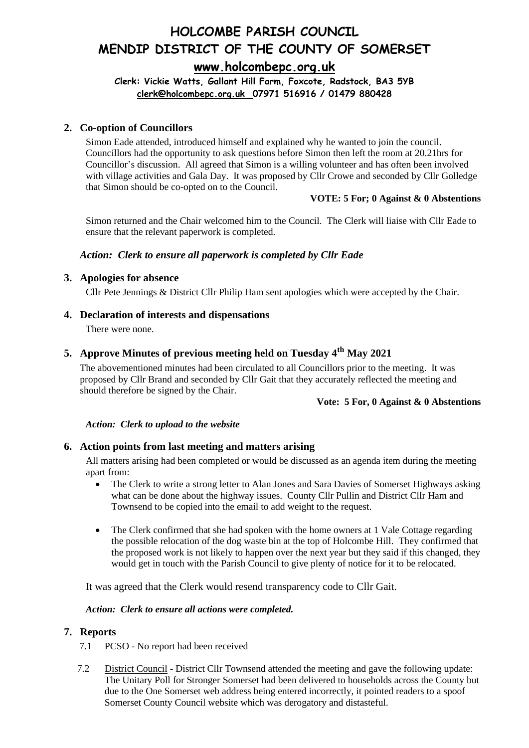# HOLCOMBE PARISH COUNCIL
# MENDIP DISTRICT OF THE COUNTY OF SOMERSET

**www.holcombepc.org.uk**

**Clerk: Vickie Watts, Gallant Hill Farm, Foxcote, Radstock, BA3 5YB**
**clerk@holcombepc.org.uk 07971 516916 / 01479 880428**

## 2. Co-option of Councillors

Simon Eade attended, introduced himself and explained why he wanted to join the council. Councillors had the opportunity to ask questions before Simon then left the room at 20.21hrs for Councillor's discussion. All agreed that Simon is a willing volunteer and has often been involved with village activities and Gala Day. It was proposed by Cllr Crowe and seconded by Cllr Golledge that Simon should be co-opted on to the Council.

**VOTE: 5 For; 0 Against & 0 Abstentions**

Simon returned and the Chair welcomed him to the Council. The Clerk will liaise with Cllr Eade to ensure that the relevant paperwork is completed.

***Action: Clerk to ensure all paperwork is completed by Cllr Eade***

## 3. Apologies for absence

Cllr Pete Jennings & District Cllr Philip Ham sent apologies which were accepted by the Chair.

## 4. Declaration of interests and dispensations

There were none.

## 5. Approve Minutes of previous meeting held on Tuesday 4th May 2021

The abovementioned minutes had been circulated to all Councillors prior to the meeting. It was proposed by Cllr Brand and seconded by Cllr Gait that they accurately reflected the meeting and should therefore be signed by the Chair.

**Vote: 5 For, 0 Against & 0 Abstentions**

***Action: Clerk to upload to the website***

## 6. Action points from last meeting and matters arising

All matters arising had been completed or would be discussed as an agenda item during the meeting apart from:

- The Clerk to write a strong letter to Alan Jones and Sara Davies of Somerset Highways asking what can be done about the highway issues. County Cllr Pullin and District Cllr Ham and Townsend to be copied into the email to add weight to the request.
- The Clerk confirmed that she had spoken with the home owners at 1 Vale Cottage regarding the possible relocation of the dog waste bin at the top of Holcombe Hill. They confirmed that the proposed work is not likely to happen over the next year but they said if this changed, they would get in touch with the Parish Council to give plenty of notice for it to be relocated.

It was agreed that the Clerk would resend transparency code to Cllr Gait.

***Action: Clerk to ensure all actions were completed.***

## 7. Reports

7.1 PCSO - No report had been received

7.2 District Council - District Cllr Townsend attended the meeting and gave the following update: The Unitary Poll for Stronger Somerset had been delivered to households across the County but due to the One Somerset web address being entered incorrectly, it pointed readers to a spoof Somerset County Council website which was derogatory and distasteful.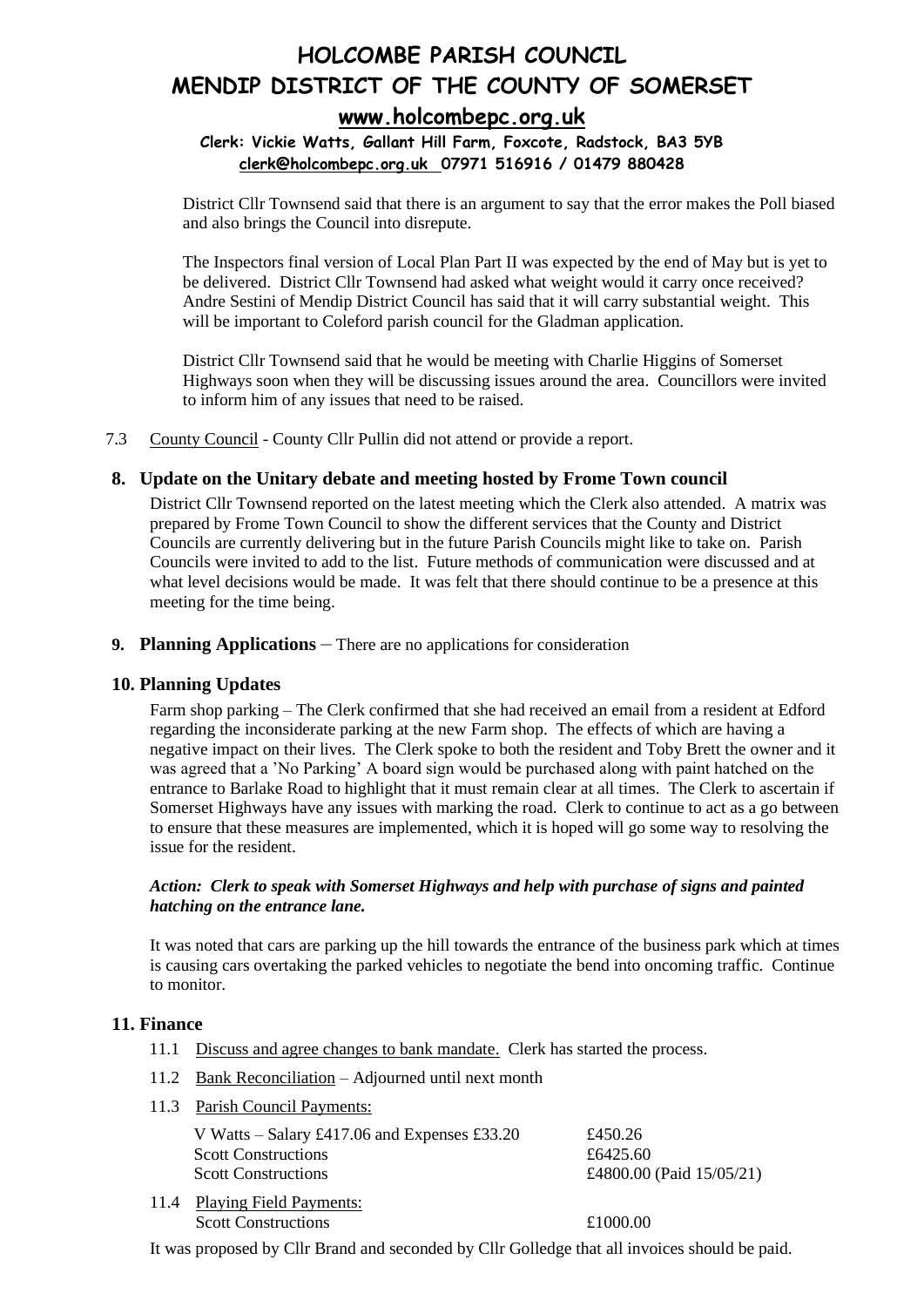District Cllr Townsend said that there is an argument to say that the error makes the Poll biased and also brings the Council into disrepute.

The Inspectors final version of Local Plan Part II was expected by the end of May but is yet to be delivered. District Cllr Townsend had asked what weight would it carry once received? Andre Sestini of Mendip District Council has said that it will carry substantial weight. This will be important to Coleford parish council for the Gladman application.

District Cllr Townsend said that he would be meeting with Charlie Higgins of Somerset Highways soon when they will be discussing issues around the area. Councillors were invited to inform him of any issues that need to be raised.

7.3 County Council - County Cllr Pullin did not attend or provide a report.

## 8. Update on the Unitary debate and meeting hosted by Frome Town council

District Cllr Townsend reported on the latest meeting which the Clerk also attended. A matrix was prepared by Frome Town Council to show the different services that the County and District Councils are currently delivering but in the future Parish Councils might like to take on. Parish Councils were invited to add to the list. Future methods of communication were discussed and at what level decisions would be made. It was felt that there should continue to be a presence at this meeting for the time being.

## 9. Planning Applications – There are no applications for consideration

## 10. Planning Updates

Farm shop parking – The Clerk confirmed that she had received an email from a resident at Edford regarding the inconsiderate parking at the new Farm shop. The effects of which are having a negative impact on their lives. The Clerk spoke to both the resident and Toby Brett the owner and it was agreed that a 'No Parking' A board sign would be purchased along with paint hatched on the entrance to Barlake Road to highlight that it must remain clear at all times. The Clerk to ascertain if Somerset Highways have any issues with marking the road. Clerk to continue to act as a go between to ensure that these measures are implemented, which it is hoped will go some way to resolving the issue for the resident.

***Action: Clerk to speak with Somerset Highways and help with purchase of signs and painted hatching on the entrance lane.***

It was noted that cars are parking up the hill towards the entrance of the business park which at times is causing cars overtaking the parked vehicles to negotiate the bend into oncoming traffic. Continue to monitor.

## 11. Finance

11.1 Discuss and agree changes to bank mandate. Clerk has started the process.

11.2 Bank Reconciliation – Adjourned until next month

11.3 Parish Council Payments:

| | |
|---|---|
| V Watts – Salary £417.06 and Expenses £33.20 | £450.26 |
| Scott Constructions | £6425.60 |
| Scott Constructions | £4800.00 (Paid 15/05/21) |

11.4 Playing Field Payments:

| | |
|---|---|
| Scott Constructions | £1000.00 |

It was proposed by Cllr Brand and seconded by Cllr Golledge that all invoices should be paid.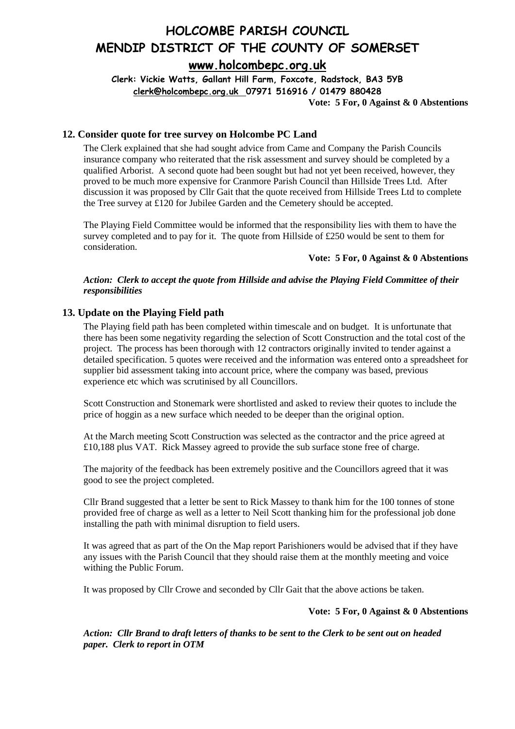**Vote: 5 For, 0 Against & 0 Abstentions**

## 12. Consider quote for tree survey on Holcombe PC Land

The Clerk explained that she had sought advice from Came and Company the Parish Councils insurance company who reiterated that the risk assessment and survey should be completed by a qualified Arborist. A second quote had been sought but had not yet been received, however, they proved to be much more expensive for Cranmore Parish Council than Hillside Trees Ltd. After discussion it was proposed by Cllr Gait that the quote received from Hillside Trees Ltd to complete the Tree survey at £120 for Jubilee Garden and the Cemetery should be accepted.

The Playing Field Committee would be informed that the responsibility lies with them to have the survey completed and to pay for it. The quote from Hillside of £250 would be sent to them for consideration.

**Vote: 5 For, 0 Against & 0 Abstentions**

***Action: Clerk to accept the quote from Hillside and advise the Playing Field Committee of their responsibilities***

## 13. Update on the Playing Field path

The Playing field path has been completed within timescale and on budget. It is unfortunate that there has been some negativity regarding the selection of Scott Construction and the total cost of the project. The process has been thorough with 12 contractors originally invited to tender against a detailed specification. 5 quotes were received and the information was entered onto a spreadsheet for supplier bid assessment taking into account price, where the company was based, previous experience etc which was scrutinised by all Councillors.

Scott Construction and Stonemark were shortlisted and asked to review their quotes to include the price of hoggin as a new surface which needed to be deeper than the original option.

At the March meeting Scott Construction was selected as the contractor and the price agreed at £10,188 plus VAT. Rick Massey agreed to provide the sub surface stone free of charge.

The majority of the feedback has been extremely positive and the Councillors agreed that it was good to see the project completed.

Cllr Brand suggested that a letter be sent to Rick Massey to thank him for the 100 tonnes of stone provided free of charge as well as a letter to Neil Scott thanking him for the professional job done installing the path with minimal disruption to field users.

It was agreed that as part of the On the Map report Parishioners would be advised that if they have any issues with the Parish Council that they should raise them at the monthly meeting and voice withing the Public Forum.

It was proposed by Cllr Crowe and seconded by Cllr Gait that the above actions be taken.

**Vote: 5 For, 0 Against & 0 Abstentions**

***Action: Cllr Brand to draft letters of thanks to be sent to the Clerk to be sent out on headed paper. Clerk to report in OTM***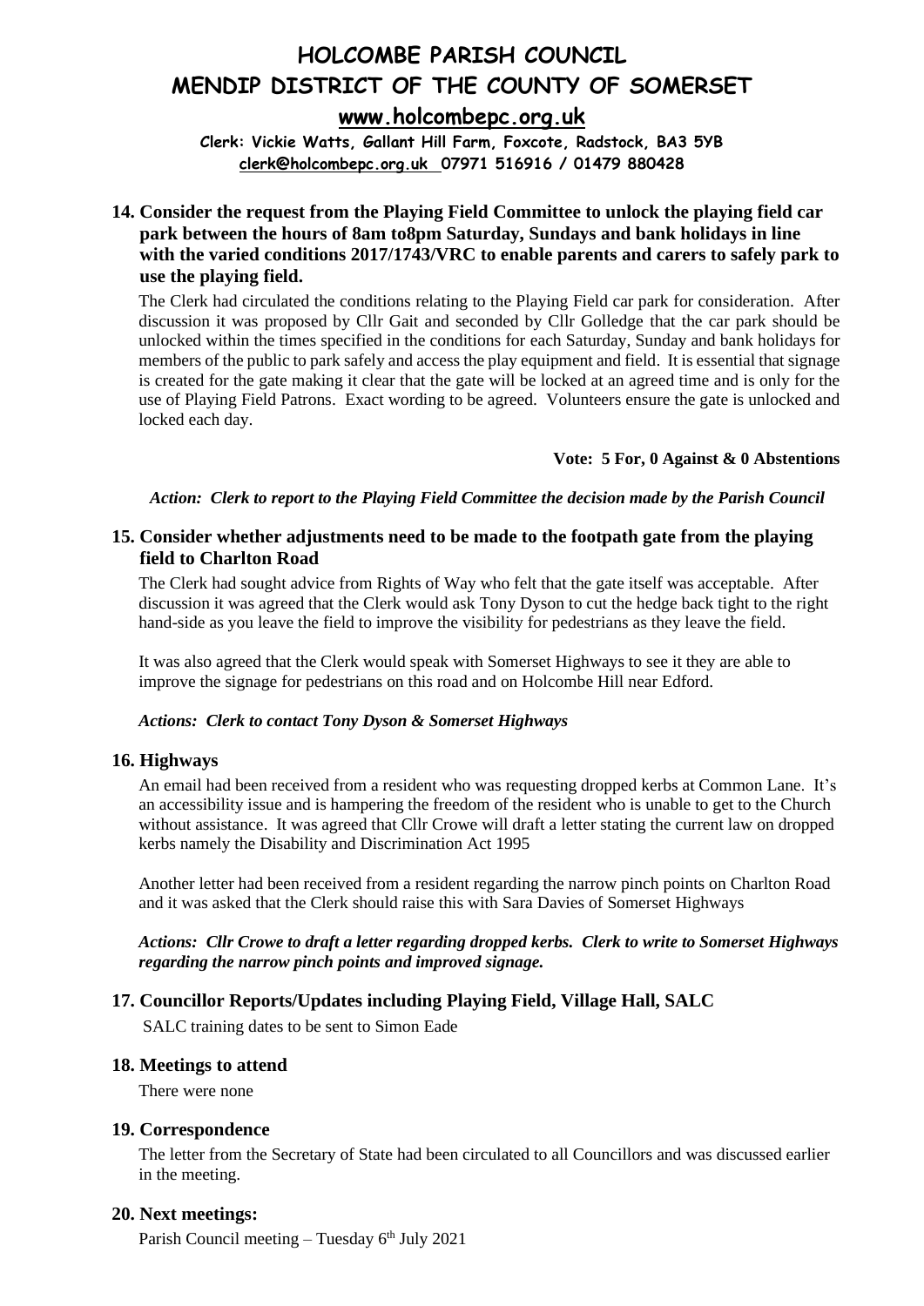# HOLCOMBE PARISH COUNCIL
# MENDIP DISTRICT OF THE COUNTY OF SOMERSET

**www.holcombepc.org.uk**

**Clerk: Vickie Watts, Gallant Hill Farm, Foxcote, Radstock, BA3 5YB**
**clerk@holcombepc.org.uk 07971 516916 / 01479 880428**

## 14. Consider the request from the Playing Field Committee to unlock the playing field car park between the hours of 8am to8pm Saturday, Sundays and bank holidays in line with the varied conditions 2017/1743/VRC to enable parents and carers to safely park to use the playing field.

The Clerk had circulated the conditions relating to the Playing Field car park for consideration. After discussion it was proposed by Cllr Gait and seconded by Cllr Golledge that the car park should be unlocked within the times specified in the conditions for each Saturday, Sunday and bank holidays for members of the public to park safely and access the play equipment and field. It is essential that signage is created for the gate making it clear that the gate will be locked at an agreed time and is only for the use of Playing Field Patrons. Exact wording to be agreed. Volunteers ensure the gate is unlocked and locked each day.

**Vote: 5 For, 0 Against & 0 Abstentions**

***Action: Clerk to report to the Playing Field Committee the decision made by the Parish Council***

## 15. Consider whether adjustments need to be made to the footpath gate from the playing field to Charlton Road

The Clerk had sought advice from Rights of Way who felt that the gate itself was acceptable. After discussion it was agreed that the Clerk would ask Tony Dyson to cut the hedge back tight to the right hand-side as you leave the field to improve the visibility for pedestrians as they leave the field.

It was also agreed that the Clerk would speak with Somerset Highways to see it they are able to improve the signage for pedestrians on this road and on Holcombe Hill near Edford.

***Actions: Clerk to contact Tony Dyson & Somerset Highways***

## 16. Highways

An email had been received from a resident who was requesting dropped kerbs at Common Lane. It's an accessibility issue and is hampering the freedom of the resident who is unable to get to the Church without assistance. It was agreed that Cllr Crowe will draft a letter stating the current law on dropped kerbs namely the Disability and Discrimination Act 1995

Another letter had been received from a resident regarding the narrow pinch points on Charlton Road and it was asked that the Clerk should raise this with Sara Davies of Somerset Highways

***Actions: Cllr Crowe to draft a letter regarding dropped kerbs. Clerk to write to Somerset Highways regarding the narrow pinch points and improved signage.***

## 17. Councillor Reports/Updates including Playing Field, Village Hall, SALC

SALC training dates to be sent to Simon Eade

## 18. Meetings to attend

There were none

## 19. Correspondence

The letter from the Secretary of State had been circulated to all Councillors and was discussed earlier in the meeting.

## 20. Next meetings:

Parish Council meeting – Tuesday 6th July 2021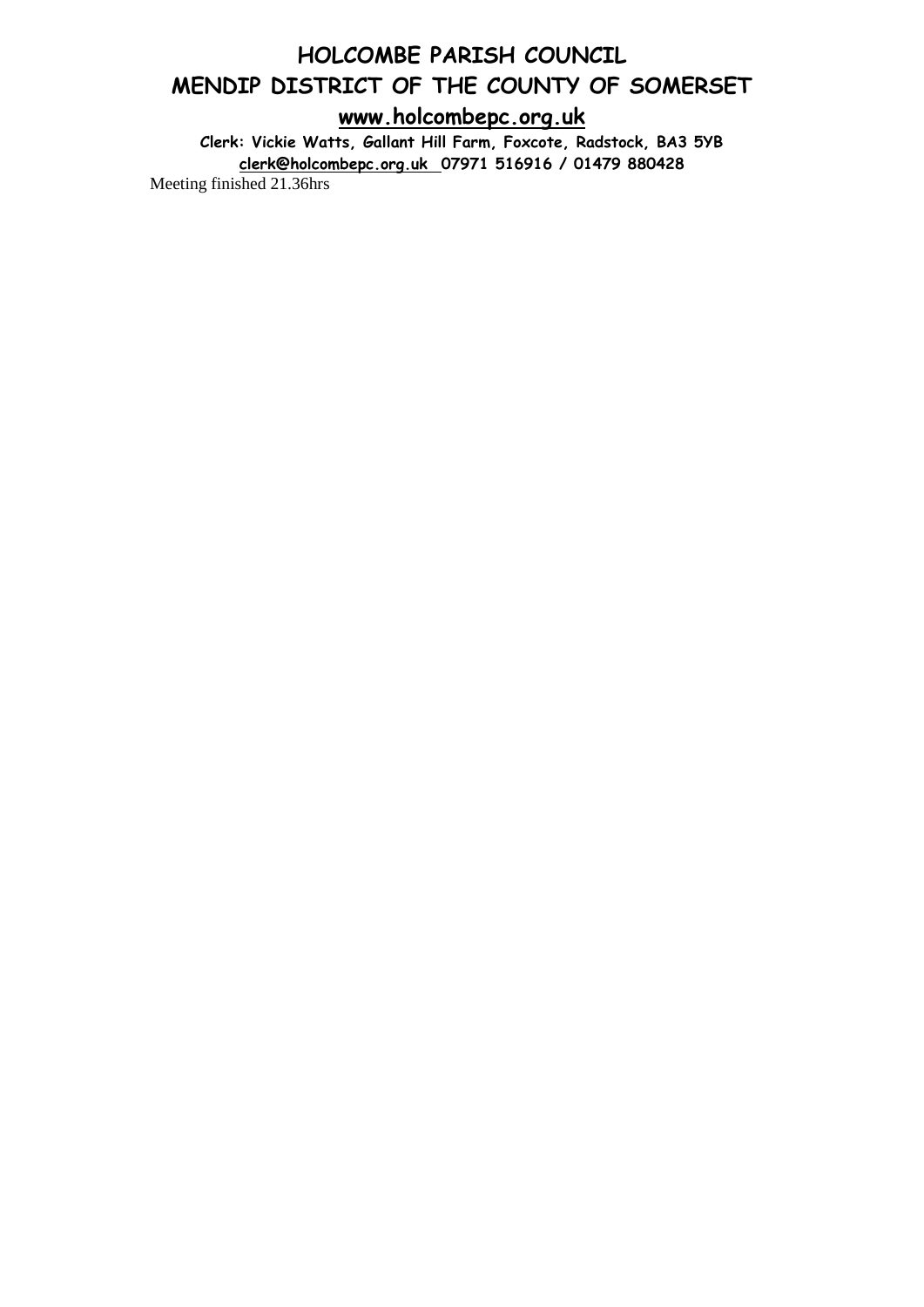Meeting finished 21.36hrs